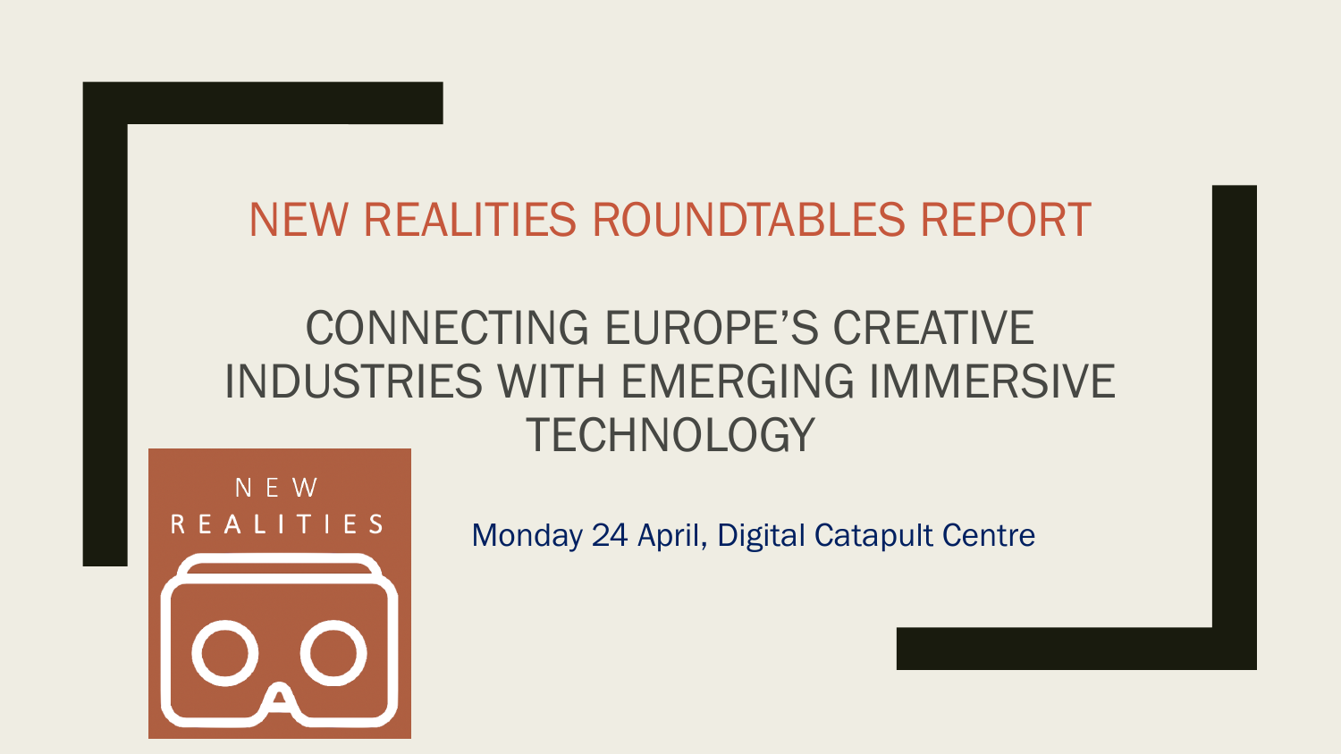# NEW REALITIES ROUNDTABLES REPORT

## CONNECTING EUROPE'S CREATIVE INDUSTRIES WITH EMERGING IMMERSIVE TECHNOLOGY

NEW REALITIES

Monday 24 April, Digital Catapult Centre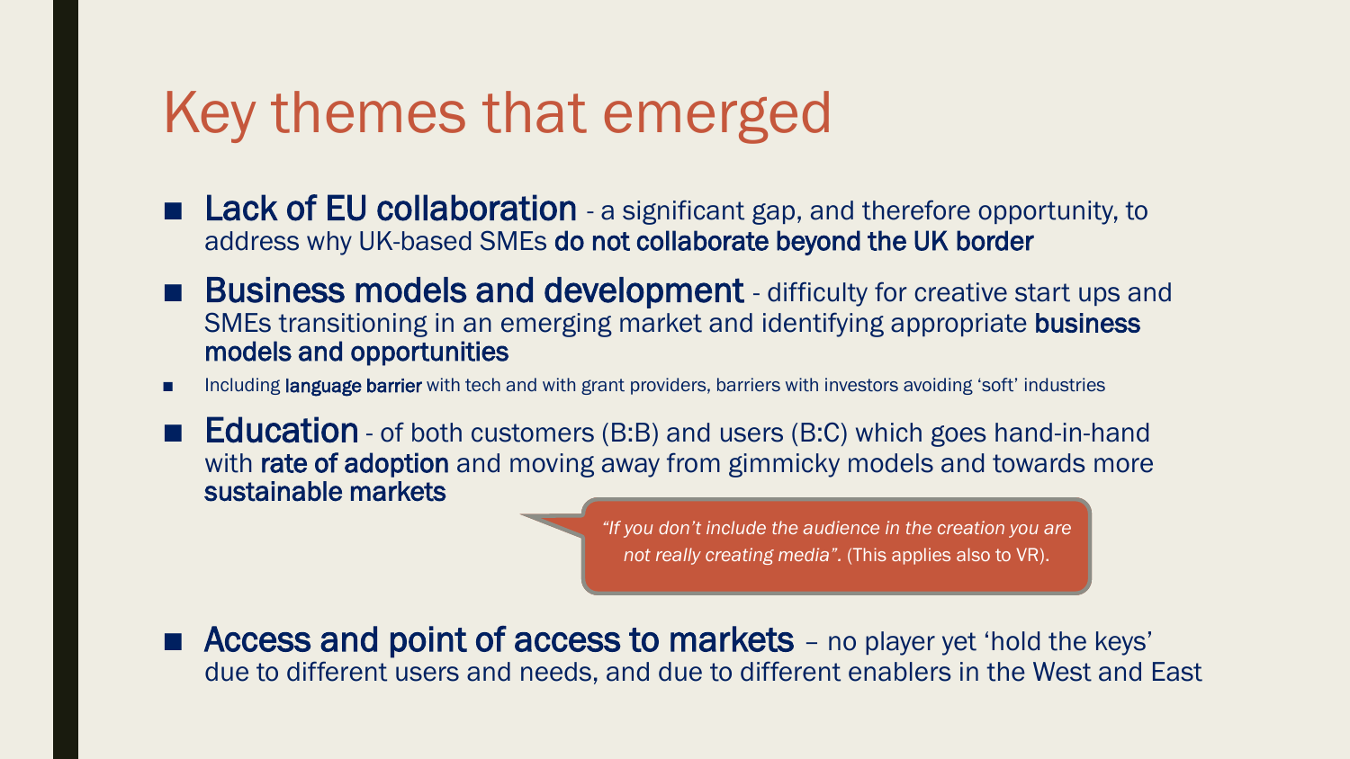# Key themes that emerged

- **Lack of EU collaboration** - a significant gap, and therefore opportunity, to address why UK-based SMEs **do not collaborate beyond the UK border**
- **Business models and development** - difficulty for creative start ups and SMEs transitioning in an emerging market and identifying appropriate **business models and opportunities**
- Including **language barrier** with tech and with grant providers, barriers with investors avoiding 'soft' industries
- **Education** - of both customers (B:B) and users (B:C) which goes hand-in-hand with **rate of adoption** and moving away from gimmicky models and towards more **sustainable markets**

> *"If you don't include the audience in the creation you are not really creating media".* (This applies also to VR).

- **Access and point of access to markets** – no player yet 'hold the keys' due to different users and needs, and due to different enablers in the West and East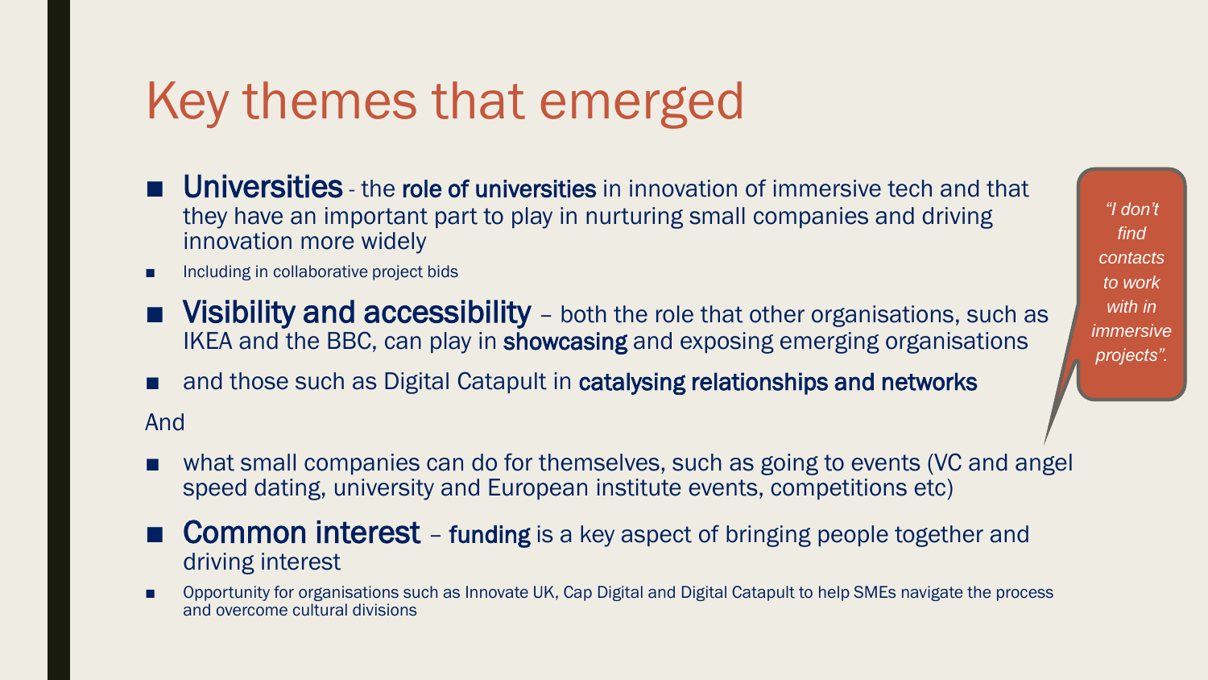# Key themes that emerged

- **Universities** - the **role of universities** in innovation of immersive tech and that they have an important part to play in nurturing small companies and driving innovation more widely
  - Including in collaborative project bids
- **Visibility and accessibility** – both the role that other organisations, such as IKEA and the BBC, can play in **showcasing** and exposing emerging organisations
- and those such as Digital Catapult in **catalysing relationships and networks**

And

- what small companies can do for themselves, such as going to events (VC and angel speed dating, university and European institute events, competitions etc)
- **Common interest** – **funding** is a key aspect of bringing people together and driving interest
  - Opportunity for organisations such as Innovate UK, Cap Digital and Digital Catapult to help SMEs navigate the process and overcome cultural divisions

*"I don't find contacts to work with in immersive projects".*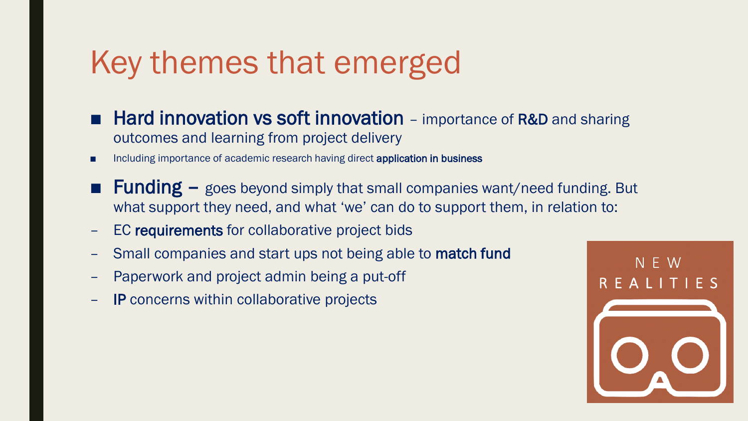# Key themes that emerged

- **Hard innovation vs soft innovation** – importance of **R&D** and sharing outcomes and learning from project delivery
- Including importance of academic research having direct **application in business**
- **Funding –** goes beyond simply that small companies want/need funding. But what support they need, and what 'we' can do to support them, in relation to:
  - EC **requirements** for collaborative project bids
  - Small companies and start ups not being able to **match fund**
  - Paperwork and project admin being a put-off
  - **IP** concerns within collaborative projects

NEW REALITIES